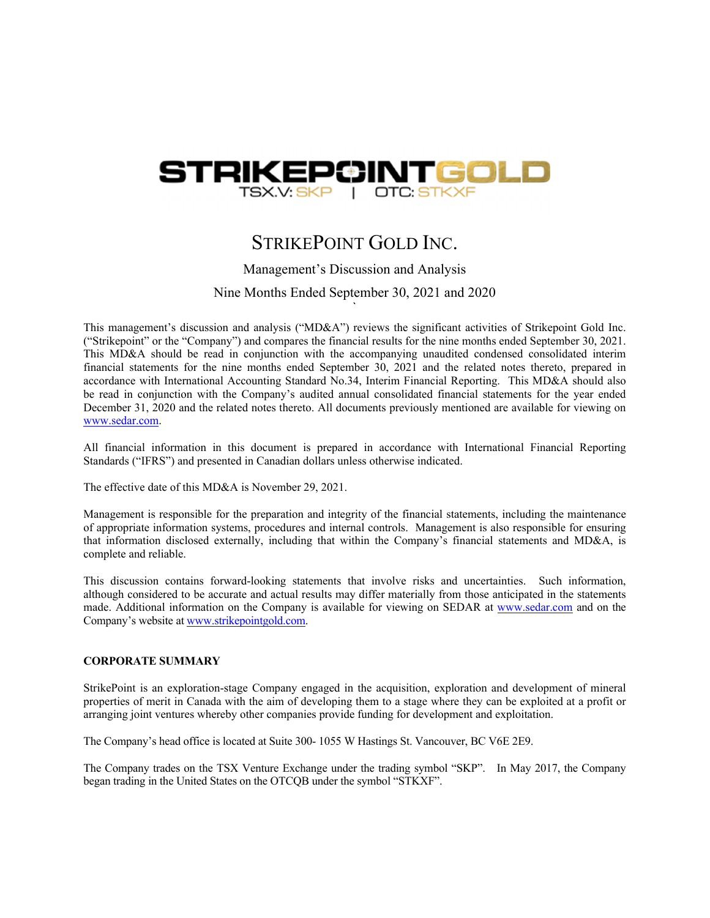STRIKEPOINTGOLD
TSX.V: SKP | OTC: STKXF

# STRIKEPOINT GOLD INC.

Management's Discussion and Analysis

Nine Months Ended September 30, 2021 and 2020

This management's discussion and analysis ("MD&A") reviews the significant activities of Strikepoint Gold Inc. ("Strikepoint" or the "Company") and compares the financial results for the nine months ended September 30, 2021. This MD&A should be read in conjunction with the accompanying unaudited condensed consolidated interim financial statements for the nine months ended September 30, 2021 and the related notes thereto, prepared in accordance with International Accounting Standard No.34, Interim Financial Reporting. This MD&A should also be read in conjunction with the Company's audited annual consolidated financial statements for the year ended December 31, 2020 and the related notes thereto. All documents previously mentioned are available for viewing on www.sedar.com.

All financial information in this document is prepared in accordance with International Financial Reporting Standards ("IFRS") and presented in Canadian dollars unless otherwise indicated.

The effective date of this MD&A is November 29, 2021.

Management is responsible for the preparation and integrity of the financial statements, including the maintenance of appropriate information systems, procedures and internal controls. Management is also responsible for ensuring that information disclosed externally, including that within the Company's financial statements and MD&A, is complete and reliable.

This discussion contains forward-looking statements that involve risks and uncertainties. Such information, although considered to be accurate and actual results may differ materially from those anticipated in the statements made. Additional information on the Company is available for viewing on SEDAR at www.sedar.com and on the Company's website at www.strikepointgold.com.

## CORPORATE SUMMARY

StrikePoint is an exploration-stage Company engaged in the acquisition, exploration and development of mineral properties of merit in Canada with the aim of developing them to a stage where they can be exploited at a profit or arranging joint ventures whereby other companies provide funding for development and exploitation.

The Company's head office is located at Suite 300- 1055 W Hastings St. Vancouver, BC V6E 2E9.

The Company trades on the TSX Venture Exchange under the trading symbol "SKP". In May 2017, the Company began trading in the United States on the OTCQB under the symbol "STKXF".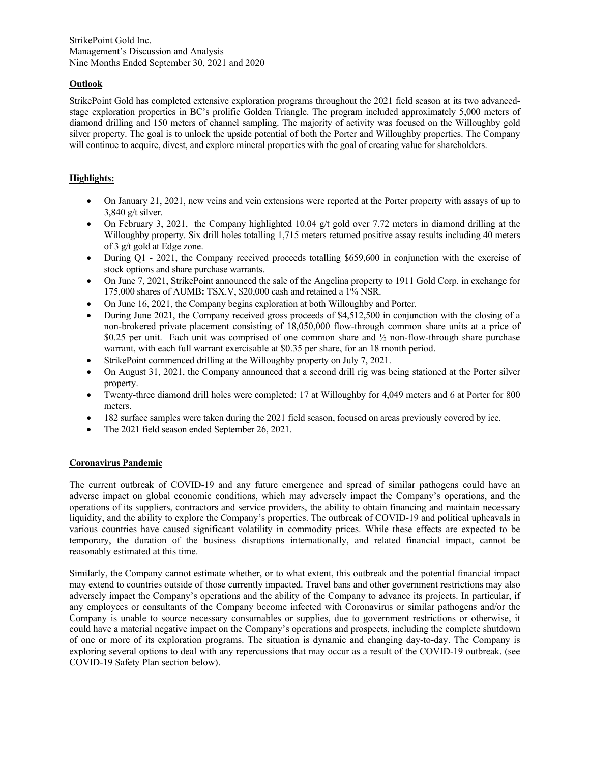## Outlook

StrikePoint Gold has completed extensive exploration programs throughout the 2021 field season at its two advanced-stage exploration properties in BC's prolific Golden Triangle. The program included approximately 5,000 meters of diamond drilling and 150 meters of channel sampling. The majority of activity was focused on the Willoughby gold silver property. The goal is to unlock the upside potential of both the Porter and Willoughby properties. The Company will continue to acquire, divest, and explore mineral properties with the goal of creating value for shareholders.

## Highlights:

- On January 21, 2021, new veins and vein extensions were reported at the Porter property with assays of up to 3,840 g/t silver.
- On February 3, 2021, the Company highlighted 10.04 g/t gold over 7.72 meters in diamond drilling at the Willoughby property. Six drill holes totalling 1,715 meters returned positive assay results including 40 meters of 3 g/t gold at Edge zone.
- During Q1 - 2021, the Company received proceeds totalling $659,600 in conjunction with the exercise of stock options and share purchase warrants.
- On June 7, 2021, StrikePoint announced the sale of the Angelina property to 1911 Gold Corp. in exchange for 175,000 shares of AUMB**:** TSX.V, $20,000 cash and retained a 1% NSR.
- On June 16, 2021, the Company begins exploration at both Willoughby and Porter.
- During June 2021, the Company received gross proceeds of $4,512,500 in conjunction with the closing of a non-brokered private placement consisting of 18,050,000 flow-through common share units at a price of $0.25 per unit. Each unit was comprised of one common share and ½ non-flow-through share purchase warrant, with each full warrant exercisable at $0.35 per share, for an 18 month period.
- StrikePoint commenced drilling at the Willoughby property on July 7, 2021.
- On August 31, 2021, the Company announced that a second drill rig was being stationed at the Porter silver property.
- Twenty-three diamond drill holes were completed: 17 at Willoughby for 4,049 meters and 6 at Porter for 800 meters.
- 182 surface samples were taken during the 2021 field season, focused on areas previously covered by ice.
- The 2021 field season ended September 26, 2021.

## Coronavirus Pandemic

The current outbreak of COVID-19 and any future emergence and spread of similar pathogens could have an adverse impact on global economic conditions, which may adversely impact the Company's operations, and the operations of its suppliers, contractors and service providers, the ability to obtain financing and maintain necessary liquidity, and the ability to explore the Company's properties. The outbreak of COVID-19 and political upheavals in various countries have caused significant volatility in commodity prices. While these effects are expected to be temporary, the duration of the business disruptions internationally, and related financial impact, cannot be reasonably estimated at this time.

Similarly, the Company cannot estimate whether, or to what extent, this outbreak and the potential financial impact may extend to countries outside of those currently impacted. Travel bans and other government restrictions may also adversely impact the Company's operations and the ability of the Company to advance its projects. In particular, if any employees or consultants of the Company become infected with Coronavirus or similar pathogens and/or the Company is unable to source necessary consumables or supplies, due to government restrictions or otherwise, it could have a material negative impact on the Company's operations and prospects, including the complete shutdown of one or more of its exploration programs. The situation is dynamic and changing day-to-day. The Company is exploring several options to deal with any repercussions that may occur as a result of the COVID-19 outbreak. (see COVID-19 Safety Plan section below).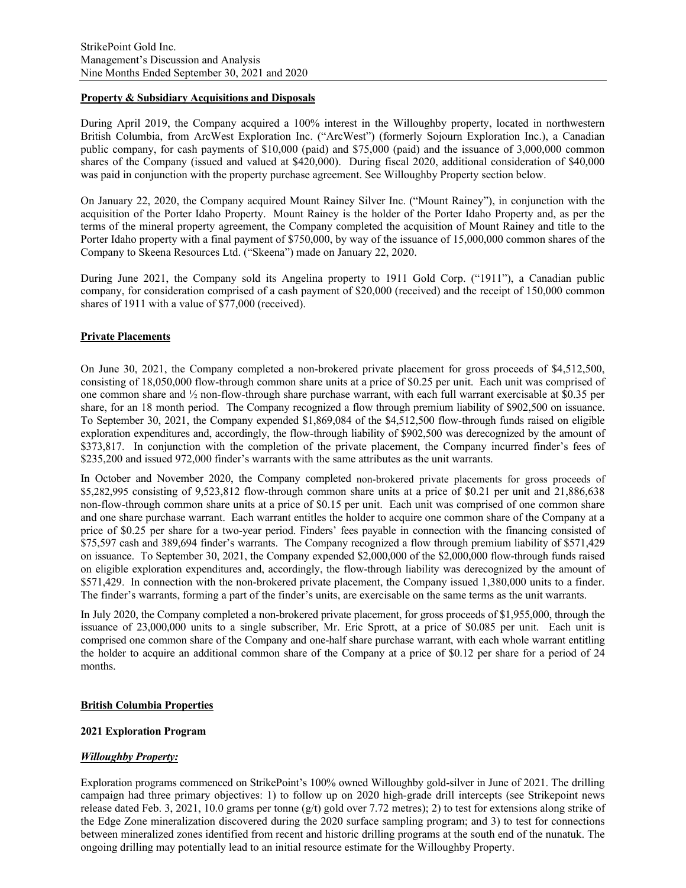**Property & Subsidiary Acquisitions and Disposals**

During April 2019, the Company acquired a 100% interest in the Willoughby property, located in northwestern British Columbia, from ArcWest Exploration Inc. ("ArcWest") (formerly Sojourn Exploration Inc.), a Canadian public company, for cash payments of $10,000 (paid) and $75,000 (paid) and the issuance of 3,000,000 common shares of the Company (issued and valued at $420,000). During fiscal 2020, additional consideration of $40,000 was paid in conjunction with the property purchase agreement. See Willoughby Property section below.

On January 22, 2020, the Company acquired Mount Rainey Silver Inc. ("Mount Rainey"), in conjunction with the acquisition of the Porter Idaho Property. Mount Rainey is the holder of the Porter Idaho Property and, as per the terms of the mineral property agreement, the Company completed the acquisition of Mount Rainey and title to the Porter Idaho property with a final payment of $750,000, by way of the issuance of 15,000,000 common shares of the Company to Skeena Resources Ltd. ("Skeena") made on January 22, 2020.

During June 2021, the Company sold its Angelina property to 1911 Gold Corp. ("1911"), a Canadian public company, for consideration comprised of a cash payment of $20,000 (received) and the receipt of 150,000 common shares of 1911 with a value of $77,000 (received).

**Private Placements**

On June 30, 2021, the Company completed a non-brokered private placement for gross proceeds of $4,512,500, consisting of 18,050,000 flow-through common share units at a price of $0.25 per unit. Each unit was comprised of one common share and ½ non-flow-through share purchase warrant, with each full warrant exercisable at $0.35 per share, for an 18 month period. The Company recognized a flow through premium liability of $902,500 on issuance. To September 30, 2021, the Company expended $1,869,084 of the $4,512,500 flow-through funds raised on eligible exploration expenditures and, accordingly, the flow-through liability of $902,500 was derecognized by the amount of $373,817. In conjunction with the completion of the private placement, the Company incurred finder's fees of $235,200 and issued 972,000 finder's warrants with the same attributes as the unit warrants.

In October and November 2020, the Company completed non-brokered private placements for gross proceeds of $5,282,995 consisting of 9,523,812 flow-through common share units at a price of $0.21 per unit and 21,886,638 non-flow-through common share units at a price of $0.15 per unit. Each unit was comprised of one common share and one share purchase warrant. Each warrant entitles the holder to acquire one common share of the Company at a price of $0.25 per share for a two-year period. Finders' fees payable in connection with the financing consisted of $75,597 cash and 389,694 finder's warrants. The Company recognized a flow through premium liability of $571,429 on issuance. To September 30, 2021, the Company expended $2,000,000 of the $2,000,000 flow-through funds raised on eligible exploration expenditures and, accordingly, the flow-through liability was derecognized by the amount of $571,429. In connection with the non-brokered private placement, the Company issued 1,380,000 units to a finder. The finder's warrants, forming a part of the finder's units, are exercisable on the same terms as the unit warrants.

In July 2020, the Company completed a non-brokered private placement, for gross proceeds of $1,955,000, through the issuance of 23,000,000 units to a single subscriber, Mr. Eric Sprott, at a price of $0.085 per unit. Each unit is comprised one common share of the Company and one-half share purchase warrant, with each whole warrant entitling the holder to acquire an additional common share of the Company at a price of $0.12 per share for a period of 24 months.

**British Columbia Properties**

**2021 Exploration Program**

***Willoughby Property:***

Exploration programs commenced on StrikePoint's 100% owned Willoughby gold-silver in June of 2021. The drilling campaign had three primary objectives: 1) to follow up on 2020 high-grade drill intercepts (see Strikepoint news release dated Feb. 3, 2021, 10.0 grams per tonne (g/t) gold over 7.72 metres); 2) to test for extensions along strike of the Edge Zone mineralization discovered during the 2020 surface sampling program; and 3) to test for connections between mineralized zones identified from recent and historic drilling programs at the south end of the nunatuk. The ongoing drilling may potentially lead to an initial resource estimate for the Willoughby Property.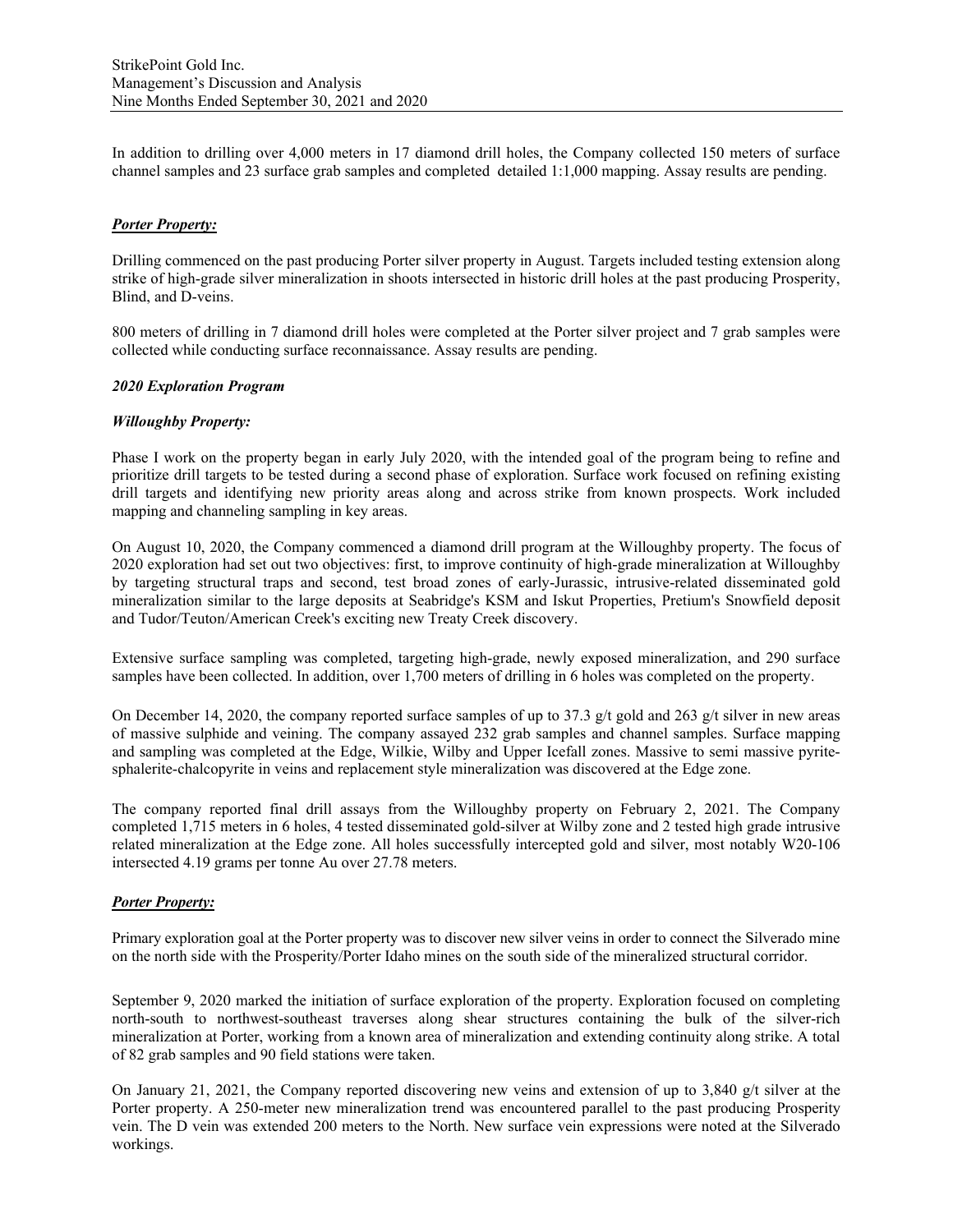In addition to drilling over 4,000 meters in 17 diamond drill holes, the Company collected 150 meters of surface channel samples and 23 surface grab samples and completed detailed 1:1,000 mapping. Assay results are pending.

***Porter Property:***

Drilling commenced on the past producing Porter silver property in August. Targets included testing extension along strike of high-grade silver mineralization in shoots intersected in historic drill holes at the past producing Prosperity, Blind, and D-veins.

800 meters of drilling in 7 diamond drill holes were completed at the Porter silver project and 7 grab samples were collected while conducting surface reconnaissance. Assay results are pending.

***2020 Exploration Program***

***Willoughby Property:***

Phase I work on the property began in early July 2020, with the intended goal of the program being to refine and prioritize drill targets to be tested during a second phase of exploration. Surface work focused on refining existing drill targets and identifying new priority areas along and across strike from known prospects. Work included mapping and channeling sampling in key areas.

On August 10, 2020, the Company commenced a diamond drill program at the Willoughby property. The focus of 2020 exploration had set out two objectives: first, to improve continuity of high-grade mineralization at Willoughby by targeting structural traps and second, test broad zones of early-Jurassic, intrusive-related disseminated gold mineralization similar to the large deposits at Seabridge's KSM and Iskut Properties, Pretium's Snowfield deposit and Tudor/Teuton/American Creek's exciting new Treaty Creek discovery.

Extensive surface sampling was completed, targeting high-grade, newly exposed mineralization, and 290 surface samples have been collected. In addition, over 1,700 meters of drilling in 6 holes was completed on the property.

On December 14, 2020, the company reported surface samples of up to 37.3 g/t gold and 263 g/t silver in new areas of massive sulphide and veining. The company assayed 232 grab samples and channel samples. Surface mapping and sampling was completed at the Edge, Wilkie, Wilby and Upper Icefall zones. Massive to semi massive pyrite-sphalerite-chalcopyrite in veins and replacement style mineralization was discovered at the Edge zone.

The company reported final drill assays from the Willoughby property on February 2, 2021. The Company completed 1,715 meters in 6 holes, 4 tested disseminated gold-silver at Wilby zone and 2 tested high grade intrusive related mineralization at the Edge zone. All holes successfully intercepted gold and silver, most notably W20-106 intersected 4.19 grams per tonne Au over 27.78 meters.

***Porter Property:***

Primary exploration goal at the Porter property was to discover new silver veins in order to connect the Silverado mine on the north side with the Prosperity/Porter Idaho mines on the south side of the mineralized structural corridor.

September 9, 2020 marked the initiation of surface exploration of the property. Exploration focused on completing north-south to northwest-southeast traverses along shear structures containing the bulk of the silver-rich mineralization at Porter, working from a known area of mineralization and extending continuity along strike. A total of 82 grab samples and 90 field stations were taken.

On January 21, 2021, the Company reported discovering new veins and extension of up to 3,840 g/t silver at the Porter property. A 250-meter new mineralization trend was encountered parallel to the past producing Prosperity vein. The D vein was extended 200 meters to the North. New surface vein expressions were noted at the Silverado workings.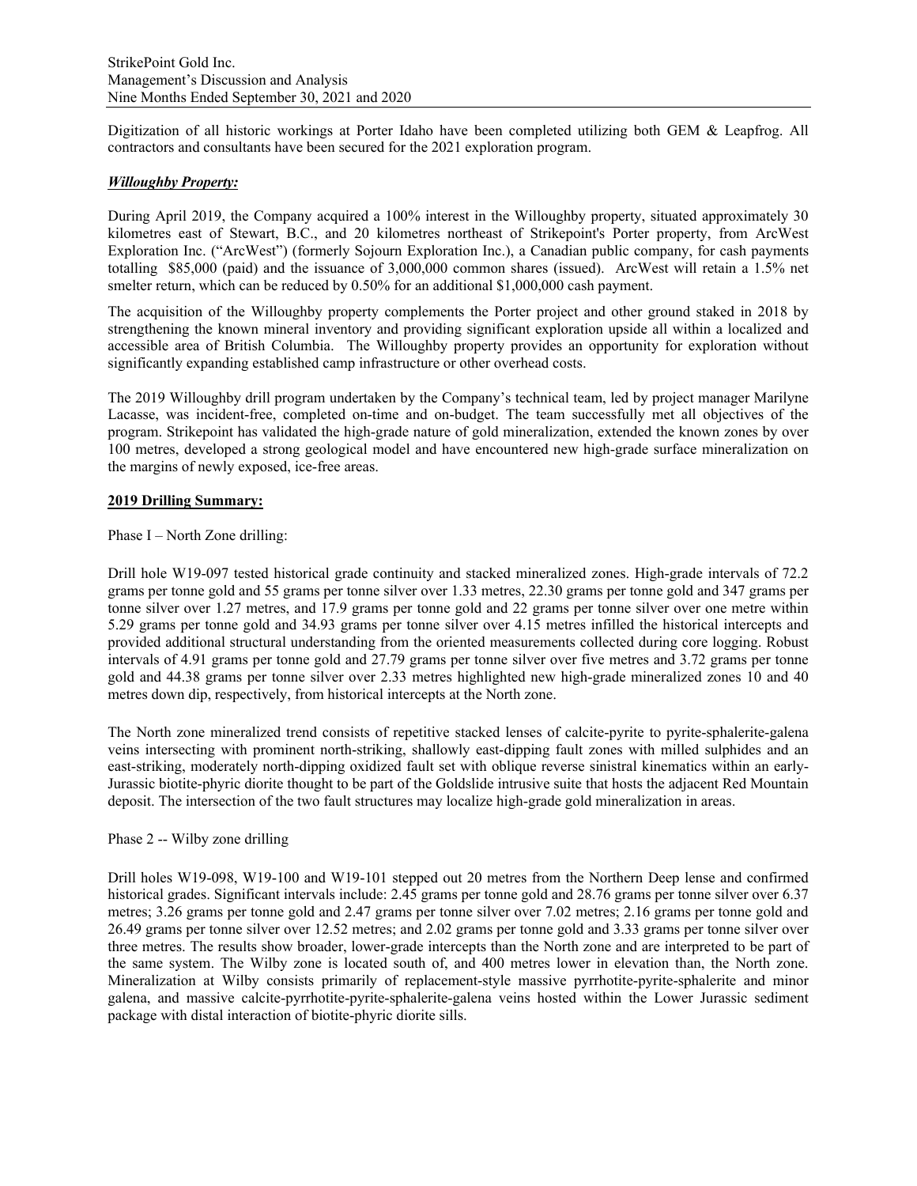Digitization of all historic workings at Porter Idaho have been completed utilizing both GEM & Leapfrog. All contractors and consultants have been secured for the 2021 exploration program.

***Willoughby Property:***

During April 2019, the Company acquired a 100% interest in the Willoughby property, situated approximately 30 kilometres east of Stewart, B.C., and 20 kilometres northeast of Strikepoint's Porter property, from ArcWest Exploration Inc. ("ArcWest") (formerly Sojourn Exploration Inc.), a Canadian public company, for cash payments totalling $85,000 (paid) and the issuance of 3,000,000 common shares (issued). ArcWest will retain a 1.5% net smelter return, which can be reduced by 0.50% for an additional $1,000,000 cash payment.

The acquisition of the Willoughby property complements the Porter project and other ground staked in 2018 by strengthening the known mineral inventory and providing significant exploration upside all within a localized and accessible area of British Columbia. The Willoughby property provides an opportunity for exploration without significantly expanding established camp infrastructure or other overhead costs.

The 2019 Willoughby drill program undertaken by the Company's technical team, led by project manager Marilyne Lacasse, was incident-free, completed on-time and on-budget. The team successfully met all objectives of the program. Strikepoint has validated the high-grade nature of gold mineralization, extended the known zones by over 100 metres, developed a strong geological model and have encountered new high-grade surface mineralization on the margins of newly exposed, ice-free areas.

**2019 Drilling Summary:**

Phase I – North Zone drilling:

Drill hole W19-097 tested historical grade continuity and stacked mineralized zones. High-grade intervals of 72.2 grams per tonne gold and 55 grams per tonne silver over 1.33 metres, 22.30 grams per tonne gold and 347 grams per tonne silver over 1.27 metres, and 17.9 grams per tonne gold and 22 grams per tonne silver over one metre within 5.29 grams per tonne gold and 34.93 grams per tonne silver over 4.15 metres infilled the historical intercepts and provided additional structural understanding from the oriented measurements collected during core logging. Robust intervals of 4.91 grams per tonne gold and 27.79 grams per tonne silver over five metres and 3.72 grams per tonne gold and 44.38 grams per tonne silver over 2.33 metres highlighted new high-grade mineralized zones 10 and 40 metres down dip, respectively, from historical intercepts at the North zone.

The North zone mineralized trend consists of repetitive stacked lenses of calcite-pyrite to pyrite-sphalerite-galena veins intersecting with prominent north-striking, shallowly east-dipping fault zones with milled sulphides and an east-striking, moderately north-dipping oxidized fault set with oblique reverse sinistral kinematics within an early-Jurassic biotite-phyric diorite thought to be part of the Goldslide intrusive suite that hosts the adjacent Red Mountain deposit. The intersection of the two fault structures may localize high-grade gold mineralization in areas.

Phase 2 -- Wilby zone drilling

Drill holes W19-098, W19-100 and W19-101 stepped out 20 metres from the Northern Deep lense and confirmed historical grades. Significant intervals include: 2.45 grams per tonne gold and 28.76 grams per tonne silver over 6.37 metres; 3.26 grams per tonne gold and 2.47 grams per tonne silver over 7.02 metres; 2.16 grams per tonne gold and 26.49 grams per tonne silver over 12.52 metres; and 2.02 grams per tonne gold and 3.33 grams per tonne silver over three metres. The results show broader, lower-grade intercepts than the North zone and are interpreted to be part of the same system. The Wilby zone is located south of, and 400 metres lower in elevation than, the North zone. Mineralization at Wilby consists primarily of replacement-style massive pyrrhotite-pyrite-sphalerite and minor galena, and massive calcite-pyrrhotite-pyrite-sphalerite-galena veins hosted within the Lower Jurassic sediment package with distal interaction of biotite-phyric diorite sills.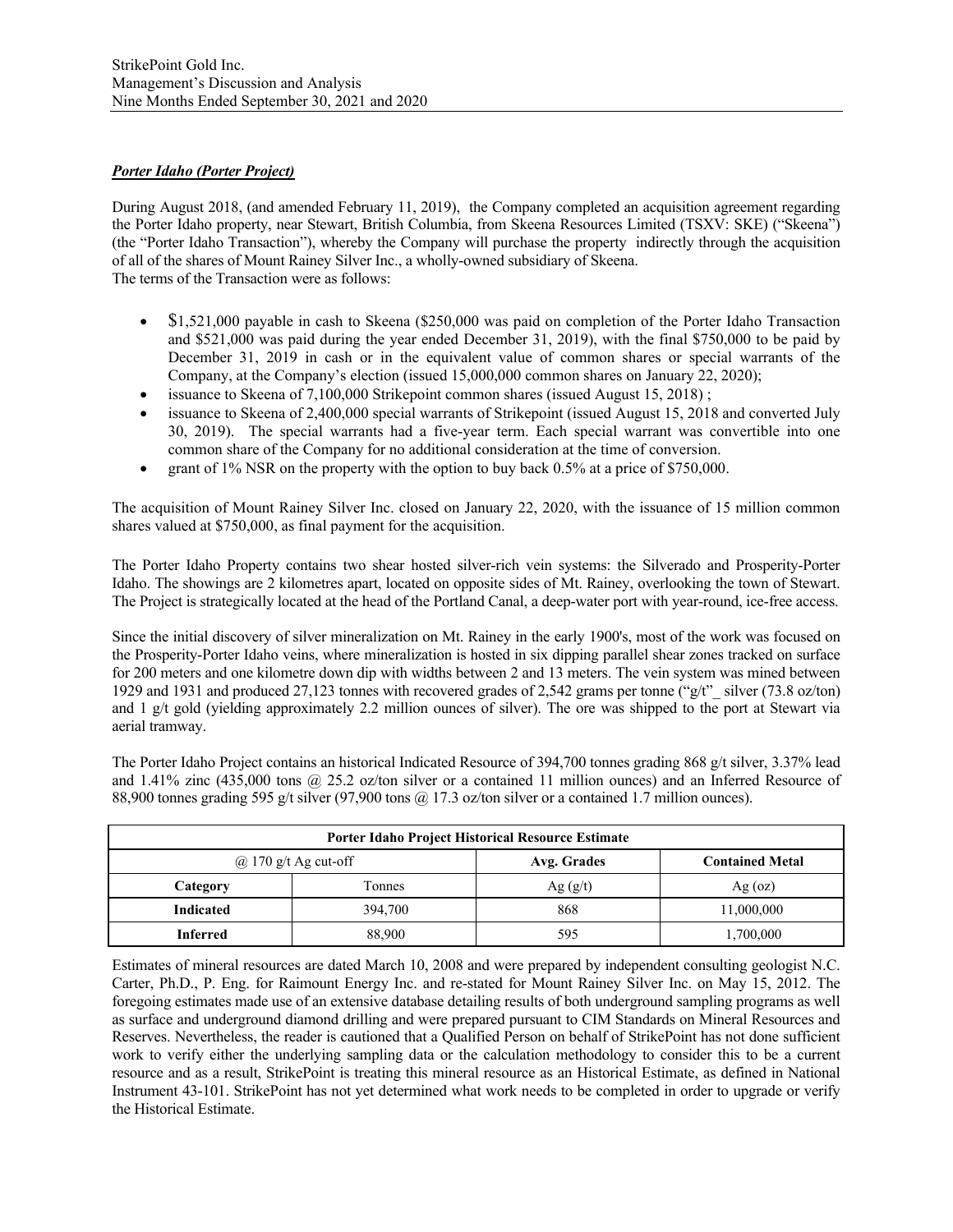***Porter Idaho (Porter Project)***

During August 2018, (and amended February 11, 2019), the Company completed an acquisition agreement regarding the Porter Idaho property, near Stewart, British Columbia, from Skeena Resources Limited (TSXV: SKE) ("Skeena") (the "Porter Idaho Transaction"), whereby the Company will purchase the property indirectly through the acquisition of all of the shares of Mount Rainey Silver Inc., a wholly-owned subsidiary of Skeena.
The terms of the Transaction were as follows:

- $1,521,000 payable in cash to Skeena ($250,000 was paid on completion of the Porter Idaho Transaction and $521,000 was paid during the year ended December 31, 2019), with the final $750,000 to be paid by December 31, 2019 in cash or in the equivalent value of common shares or special warrants of the Company, at the Company's election (issued 15,000,000 common shares on January 22, 2020);
- issuance to Skeena of 7,100,000 Strikepoint common shares (issued August 15, 2018) ;
- issuance to Skeena of 2,400,000 special warrants of Strikepoint (issued August 15, 2018 and converted July 30, 2019). The special warrants had a five-year term. Each special warrant was convertible into one common share of the Company for no additional consideration at the time of conversion.
- grant of 1% NSR on the property with the option to buy back 0.5% at a price of $750,000.

The acquisition of Mount Rainey Silver Inc. closed on January 22, 2020, with the issuance of 15 million common shares valued at $750,000, as final payment for the acquisition.

The Porter Idaho Property contains two shear hosted silver-rich vein systems: the Silverado and Prosperity-Porter Idaho. The showings are 2 kilometres apart, located on opposite sides of Mt. Rainey, overlooking the town of Stewart. The Project is strategically located at the head of the Portland Canal, a deep-water port with year-round, ice-free access.

Since the initial discovery of silver mineralization on Mt. Rainey in the early 1900's, most of the work was focused on the Prosperity-Porter Idaho veins, where mineralization is hosted in six dipping parallel shear zones tracked on surface for 200 meters and one kilometre down dip with widths between 2 and 13 meters. The vein system was mined between 1929 and 1931 and produced 27,123 tonnes with recovered grades of 2,542 grams per tonne ("g/t"_ silver (73.8 oz/ton) and 1 g/t gold (yielding approximately 2.2 million ounces of silver). The ore was shipped to the port at Stewart via aerial tramway.

The Porter Idaho Project contains an historical Indicated Resource of 394,700 tonnes grading 868 g/t silver, 3.37% lead and 1.41% zinc (435,000 tons @ 25.2 oz/ton silver or a contained 11 million ounces) and an Inferred Resource of 88,900 tonnes grading 595 g/t silver (97,900 tons @ 17.3 oz/ton silver or a contained 1.7 million ounces).

| Porter Idaho Project Historical Resource Estimate | | | |
|---|---|---|---|
| @ 170 g/t Ag cut-off | | **Avg. Grades** | **Contained Metal** |
| **Category** | Tonnes | Ag (g/t) | Ag (oz) |
| **Indicated** | 394,700 | 868 | 11,000,000 |
| **Inferred** | 88,900 | 595 | 1,700,000 |

Estimates of mineral resources are dated March 10, 2008 and were prepared by independent consulting geologist N.C. Carter, Ph.D., P. Eng. for Raimount Energy Inc. and re-stated for Mount Rainey Silver Inc. on May 15, 2012. The foregoing estimates made use of an extensive database detailing results of both underground sampling programs as well as surface and underground diamond drilling and were prepared pursuant to CIM Standards on Mineral Resources and Reserves. Nevertheless, the reader is cautioned that a Qualified Person on behalf of StrikePoint has not done sufficient work to verify either the underlying sampling data or the calculation methodology to consider this to be a current resource and as a result, StrikePoint is treating this mineral resource as an Historical Estimate, as defined in National Instrument 43-101. StrikePoint has not yet determined what work needs to be completed in order to upgrade or verify the Historical Estimate.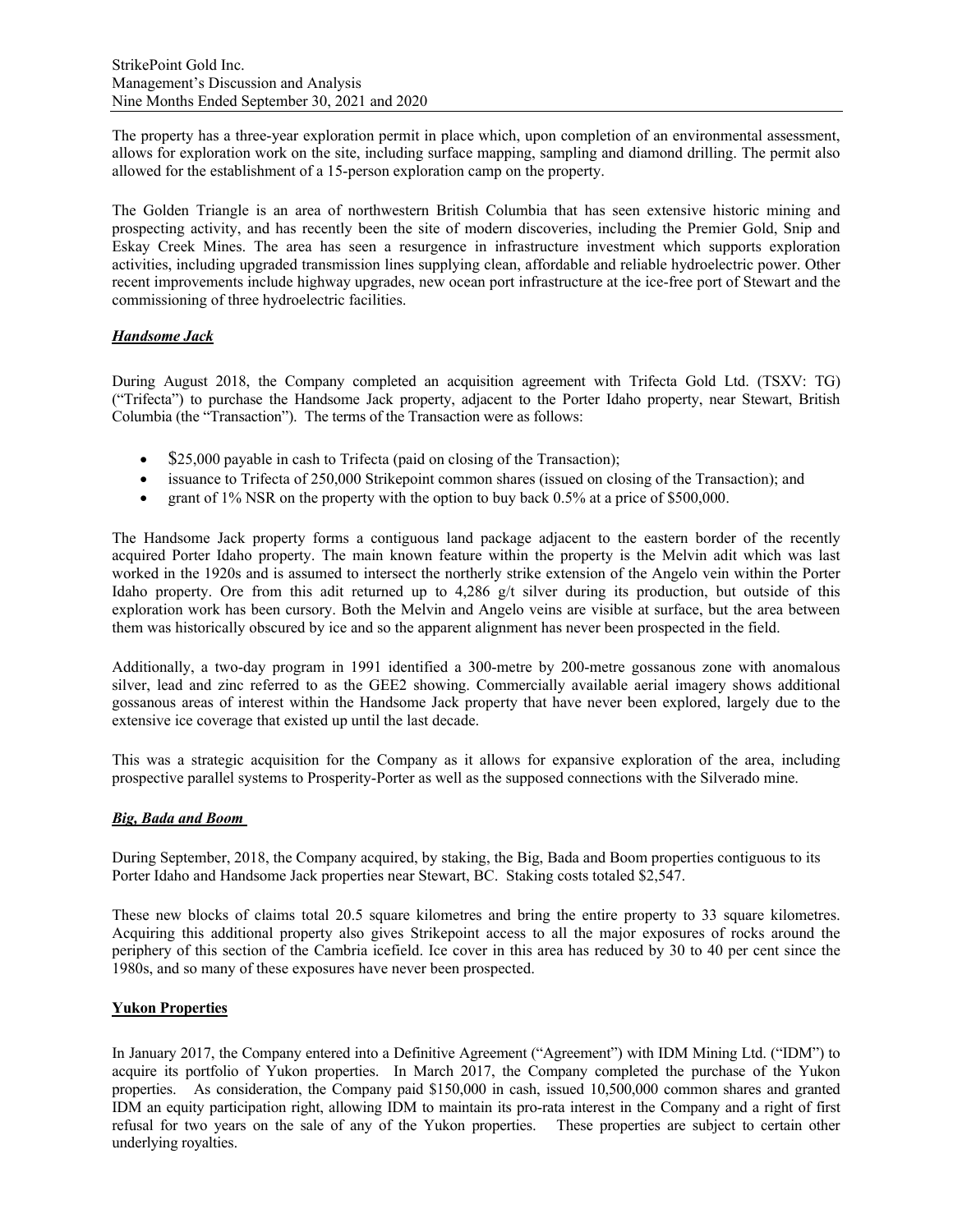The property has a three-year exploration permit in place which, upon completion of an environmental assessment, allows for exploration work on the site, including surface mapping, sampling and diamond drilling. The permit also allowed for the establishment of a 15-person exploration camp on the property.

The Golden Triangle is an area of northwestern British Columbia that has seen extensive historic mining and prospecting activity, and has recently been the site of modern discoveries, including the Premier Gold, Snip and Eskay Creek Mines. The area has seen a resurgence in infrastructure investment which supports exploration activities, including upgraded transmission lines supplying clean, affordable and reliable hydroelectric power. Other recent improvements include highway upgrades, new ocean port infrastructure at the ice-free port of Stewart and the commissioning of three hydroelectric facilities.

***Handsome Jack***

During August 2018, the Company completed an acquisition agreement with Trifecta Gold Ltd. (TSXV: TG) ("Trifecta") to purchase the Handsome Jack property, adjacent to the Porter Idaho property, near Stewart, British Columbia (the "Transaction"). The terms of the Transaction were as follows:

- $25,000 payable in cash to Trifecta (paid on closing of the Transaction);
- issuance to Trifecta of 250,000 Strikepoint common shares (issued on closing of the Transaction); and
- grant of 1% NSR on the property with the option to buy back 0.5% at a price of $500,000.

The Handsome Jack property forms a contiguous land package adjacent to the eastern border of the recently acquired Porter Idaho property. The main known feature within the property is the Melvin adit which was last worked in the 1920s and is assumed to intersect the northerly strike extension of the Angelo vein within the Porter Idaho property. Ore from this adit returned up to 4,286 g/t silver during its production, but outside of this exploration work has been cursory. Both the Melvin and Angelo veins are visible at surface, but the area between them was historically obscured by ice and so the apparent alignment has never been prospected in the field.

Additionally, a two-day program in 1991 identified a 300-metre by 200-metre gossanous zone with anomalous silver, lead and zinc referred to as the GEE2 showing. Commercially available aerial imagery shows additional gossanous areas of interest within the Handsome Jack property that have never been explored, largely due to the extensive ice coverage that existed up until the last decade.

This was a strategic acquisition for the Company as it allows for expansive exploration of the area, including prospective parallel systems to Prosperity-Porter as well as the supposed connections with the Silverado mine.

***Big, Bada and Boom***

During September, 2018, the Company acquired, by staking, the Big, Bada and Boom properties contiguous to its Porter Idaho and Handsome Jack properties near Stewart, BC. Staking costs totaled $2,547.

These new blocks of claims total 20.5 square kilometres and bring the entire property to 33 square kilometres. Acquiring this additional property also gives Strikepoint access to all the major exposures of rocks around the periphery of this section of the Cambria icefield. Ice cover in this area has reduced by 30 to 40 per cent since the 1980s, and so many of these exposures have never been prospected.

**Yukon Properties**

In January 2017, the Company entered into a Definitive Agreement ("Agreement") with IDM Mining Ltd. ("IDM") to acquire its portfolio of Yukon properties. In March 2017, the Company completed the purchase of the Yukon properties. As consideration, the Company paid $150,000 in cash, issued 10,500,000 common shares and granted IDM an equity participation right, allowing IDM to maintain its pro-rata interest in the Company and a right of first refusal for two years on the sale of any of the Yukon properties. These properties are subject to certain other underlying royalties.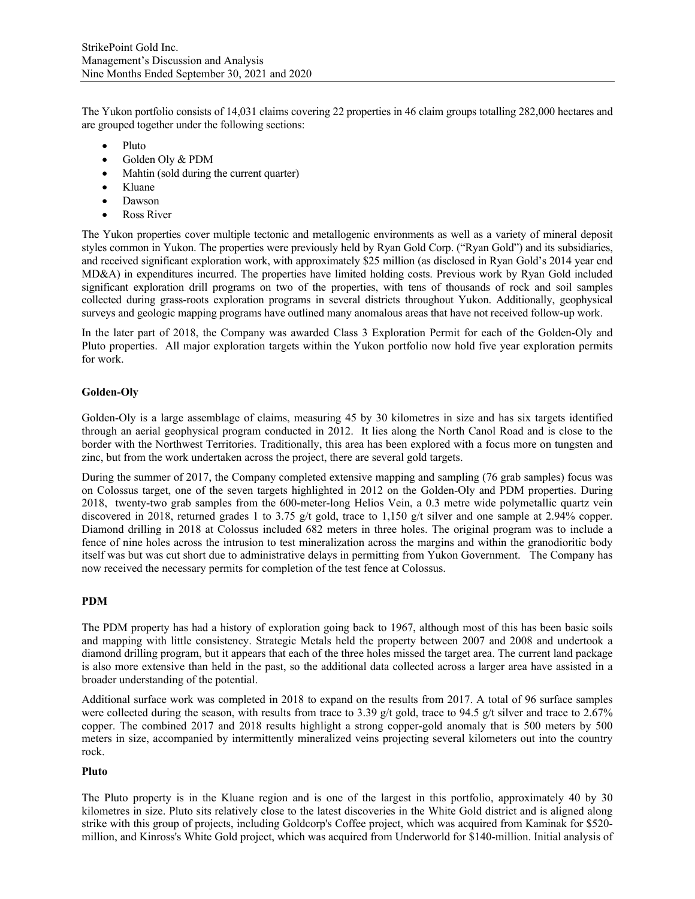The Yukon portfolio consists of 14,031 claims covering 22 properties in 46 claim groups totalling 282,000 hectares and are grouped together under the following sections:

- Pluto
- Golden Oly & PDM
- Mahtin (sold during the current quarter)
- Kluane
- Dawson
- Ross River

The Yukon properties cover multiple tectonic and metallogenic environments as well as a variety of mineral deposit styles common in Yukon. The properties were previously held by Ryan Gold Corp. ("Ryan Gold") and its subsidiaries, and received significant exploration work, with approximately $25 million (as disclosed in Ryan Gold's 2014 year end MD&A) in expenditures incurred. The properties have limited holding costs. Previous work by Ryan Gold included significant exploration drill programs on two of the properties, with tens of thousands of rock and soil samples collected during grass-roots exploration programs in several districts throughout Yukon. Additionally, geophysical surveys and geologic mapping programs have outlined many anomalous areas that have not received follow-up work.

In the later part of 2018, the Company was awarded Class 3 Exploration Permit for each of the Golden-Oly and Pluto properties. All major exploration targets within the Yukon portfolio now hold five year exploration permits for work.

**Golden-Oly**

Golden-Oly is a large assemblage of claims, measuring 45 by 30 kilometres in size and has six targets identified through an aerial geophysical program conducted in 2012. It lies along the North Canol Road and is close to the border with the Northwest Territories. Traditionally, this area has been explored with a focus more on tungsten and zinc, but from the work undertaken across the project, there are several gold targets.

During the summer of 2017, the Company completed extensive mapping and sampling (76 grab samples) focus was on Colossus target, one of the seven targets highlighted in 2012 on the Golden-Oly and PDM properties. During 2018, twenty-two grab samples from the 600-meter-long Helios Vein, a 0.3 metre wide polymetallic quartz vein discovered in 2018, returned grades 1 to 3.75 g/t gold, trace to 1,150 g/t silver and one sample at 2.94% copper. Diamond drilling in 2018 at Colossus included 682 meters in three holes. The original program was to include a fence of nine holes across the intrusion to test mineralization across the margins and within the granodioritic body itself was but was cut short due to administrative delays in permitting from Yukon Government. The Company has now received the necessary permits for completion of the test fence at Colossus.

**PDM**

The PDM property has had a history of exploration going back to 1967, although most of this has been basic soils and mapping with little consistency. Strategic Metals held the property between 2007 and 2008 and undertook a diamond drilling program, but it appears that each of the three holes missed the target area. The current land package is also more extensive than held in the past, so the additional data collected across a larger area have assisted in a broader understanding of the potential.

Additional surface work was completed in 2018 to expand on the results from 2017. A total of 96 surface samples were collected during the season, with results from trace to 3.39 g/t gold, trace to 94.5 g/t silver and trace to 2.67% copper. The combined 2017 and 2018 results highlight a strong copper-gold anomaly that is 500 meters by 500 meters in size, accompanied by intermittently mineralized veins projecting several kilometers out into the country rock.

**Pluto**

The Pluto property is in the Kluane region and is one of the largest in this portfolio, approximately 40 by 30 kilometres in size. Pluto sits relatively close to the latest discoveries in the White Gold district and is aligned along strike with this group of projects, including Goldcorp's Coffee project, which was acquired from Kaminak for $520-million, and Kinross's White Gold project, which was acquired from Underworld for $140-million. Initial analysis of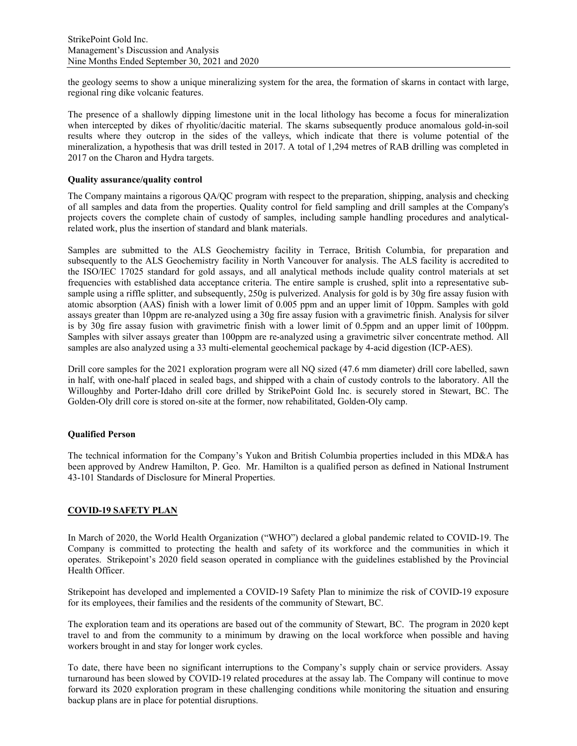the geology seems to show a unique mineralizing system for the area, the formation of skarns in contact with large, regional ring dike volcanic features.

The presence of a shallowly dipping limestone unit in the local lithology has become a focus for mineralization when intercepted by dikes of rhyolitic/dacitic material. The skarns subsequently produce anomalous gold-in-soil results where they outcrop in the sides of the valleys, which indicate that there is volume potential of the mineralization, a hypothesis that was drill tested in 2017. A total of 1,294 metres of RAB drilling was completed in 2017 on the Charon and Hydra targets.

**Quality assurance/quality control**

The Company maintains a rigorous QA/QC program with respect to the preparation, shipping, analysis and checking of all samples and data from the properties. Quality control for field sampling and drill samples at the Company's projects covers the complete chain of custody of samples, including sample handling procedures and analytical-related work, plus the insertion of standard and blank materials.

Samples are submitted to the ALS Geochemistry facility in Terrace, British Columbia, for preparation and subsequently to the ALS Geochemistry facility in North Vancouver for analysis. The ALS facility is accredited to the ISO/IEC 17025 standard for gold assays, and all analytical methods include quality control materials at set frequencies with established data acceptance criteria. The entire sample is crushed, split into a representative sub-sample using a riffle splitter, and subsequently, 250g is pulverized. Analysis for gold is by 30g fire assay fusion with atomic absorption (AAS) finish with a lower limit of 0.005 ppm and an upper limit of 10ppm. Samples with gold assays greater than 10ppm are re-analyzed using a 30g fire assay fusion with a gravimetric finish. Analysis for silver is by 30g fire assay fusion with gravimetric finish with a lower limit of 0.5ppm and an upper limit of 100ppm. Samples with silver assays greater than 100ppm are re-analyzed using a gravimetric silver concentrate method. All samples are also analyzed using a 33 multi-elemental geochemical package by 4-acid digestion (ICP-AES).

Drill core samples for the 2021 exploration program were all NQ sized (47.6 mm diameter) drill core labelled, sawn in half, with one-half placed in sealed bags, and shipped with a chain of custody controls to the laboratory. All the Willoughby and Porter-Idaho drill core drilled by StrikePoint Gold Inc. is securely stored in Stewart, BC. The Golden-Oly drill core is stored on-site at the former, now rehabilitated, Golden-Oly camp.

**Qualified Person**

The technical information for the Company's Yukon and British Columbia properties included in this MD&A has been approved by Andrew Hamilton, P. Geo. Mr. Hamilton is a qualified person as defined in National Instrument 43-101 Standards of Disclosure for Mineral Properties.

## COVID-19 SAFETY PLAN

In March of 2020, the World Health Organization ("WHO") declared a global pandemic related to COVID-19. The Company is committed to protecting the health and safety of its workforce and the communities in which it operates. Strikepoint's 2020 field season operated in compliance with the guidelines established by the Provincial Health Officer.

Strikepoint has developed and implemented a COVID-19 Safety Plan to minimize the risk of COVID-19 exposure for its employees, their families and the residents of the community of Stewart, BC.

The exploration team and its operations are based out of the community of Stewart, BC. The program in 2020 kept travel to and from the community to a minimum by drawing on the local workforce when possible and having workers brought in and stay for longer work cycles.

To date, there have been no significant interruptions to the Company's supply chain or service providers. Assay turnaround has been slowed by COVID-19 related procedures at the assay lab. The Company will continue to move forward its 2020 exploration program in these challenging conditions while monitoring the situation and ensuring backup plans are in place for potential disruptions.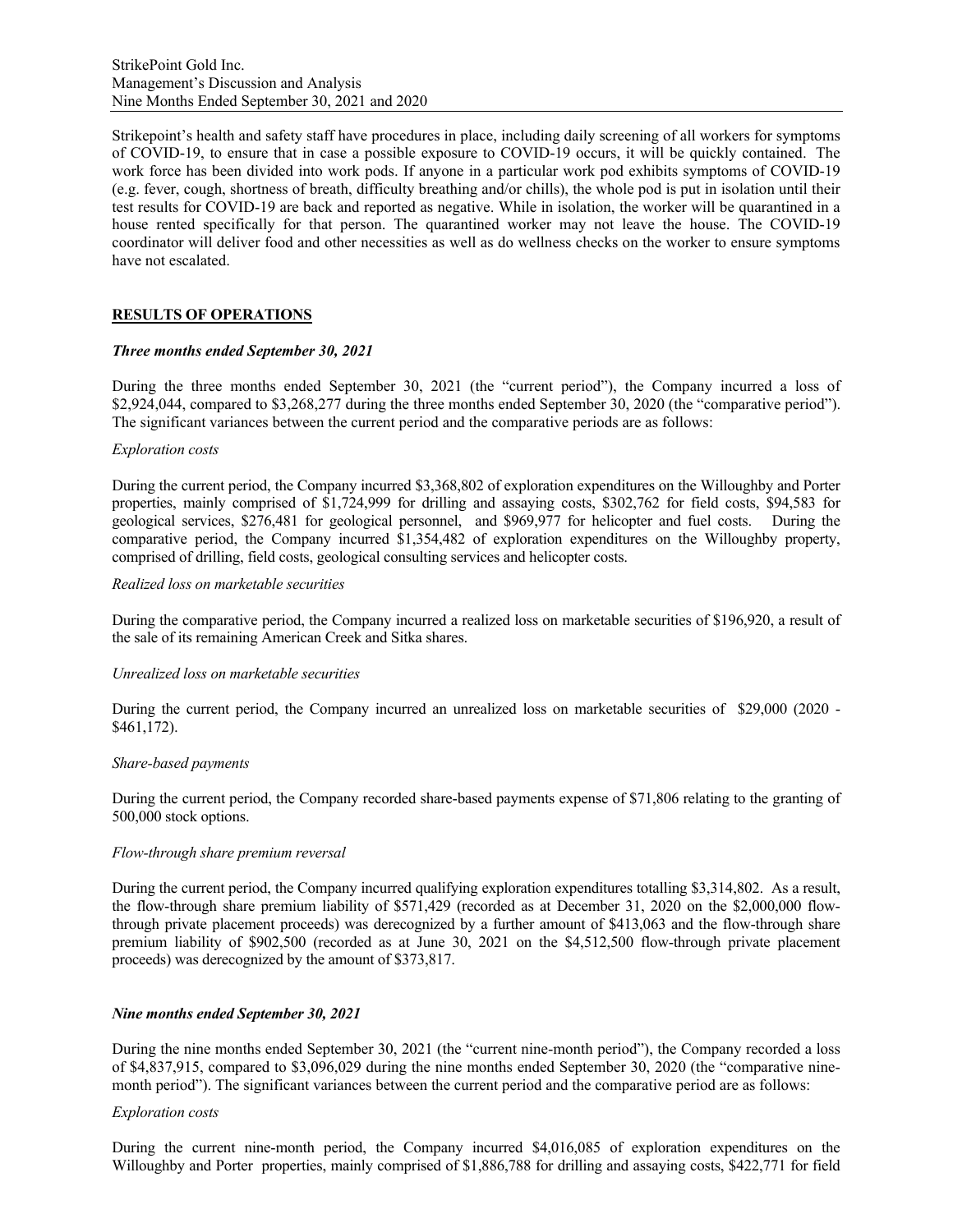Strikepoint's health and safety staff have procedures in place, including daily screening of all workers for symptoms of COVID-19, to ensure that in case a possible exposure to COVID-19 occurs, it will be quickly contained. The work force has been divided into work pods. If anyone in a particular work pod exhibits symptoms of COVID-19 (e.g. fever, cough, shortness of breath, difficulty breathing and/or chills), the whole pod is put in isolation until their test results for COVID-19 are back and reported as negative. While in isolation, the worker will be quarantined in a house rented specifically for that person. The quarantined worker may not leave the house. The COVID-19 coordinator will deliver food and other necessities as well as do wellness checks on the worker to ensure symptoms have not escalated.

## RESULTS OF OPERATIONS

### *Three months ended September 30, 2021*

During the three months ended September 30, 2021 (the "current period"), the Company incurred a loss of \$2,924,044, compared to \$3,268,277 during the three months ended September 30, 2020 (the "comparative period"). The significant variances between the current period and the comparative periods are as follows:

*Exploration costs*

During the current period, the Company incurred \$3,368,802 of exploration expenditures on the Willoughby and Porter properties, mainly comprised of \$1,724,999 for drilling and assaying costs, \$302,762 for field costs, \$94,583 for geological services, \$276,481 for geological personnel, and \$969,977 for helicopter and fuel costs. During the comparative period, the Company incurred \$1,354,482 of exploration expenditures on the Willoughby property, comprised of drilling, field costs, geological consulting services and helicopter costs.

*Realized loss on marketable securities*

During the comparative period, the Company incurred a realized loss on marketable securities of \$196,920, a result of the sale of its remaining American Creek and Sitka shares.

*Unrealized loss on marketable securities*

During the current period, the Company incurred an unrealized loss on marketable securities of \$29,000 (2020 - \$461,172).

*Share-based payments*

During the current period, the Company recorded share-based payments expense of \$71,806 relating to the granting of 500,000 stock options.

*Flow-through share premium reversal*

During the current period, the Company incurred qualifying exploration expenditures totalling \$3,314,802. As a result, the flow-through share premium liability of \$571,429 (recorded as at December 31, 2020 on the \$2,000,000 flow-through private placement proceeds) was derecognized by a further amount of \$413,063 and the flow-through share premium liability of \$902,500 (recorded as at June 30, 2021 on the \$4,512,500 flow-through private placement proceeds) was derecognized by the amount of \$373,817.

### *Nine months ended September 30, 2021*

During the nine months ended September 30, 2021 (the "current nine-month period"), the Company recorded a loss of \$4,837,915, compared to \$3,096,029 during the nine months ended September 30, 2020 (the "comparative nine-month period"). The significant variances between the current period and the comparative period are as follows:

*Exploration costs*

During the current nine-month period, the Company incurred \$4,016,085 of exploration expenditures on the Willoughby and Porter properties, mainly comprised of \$1,886,788 for drilling and assaying costs, \$422,771 for field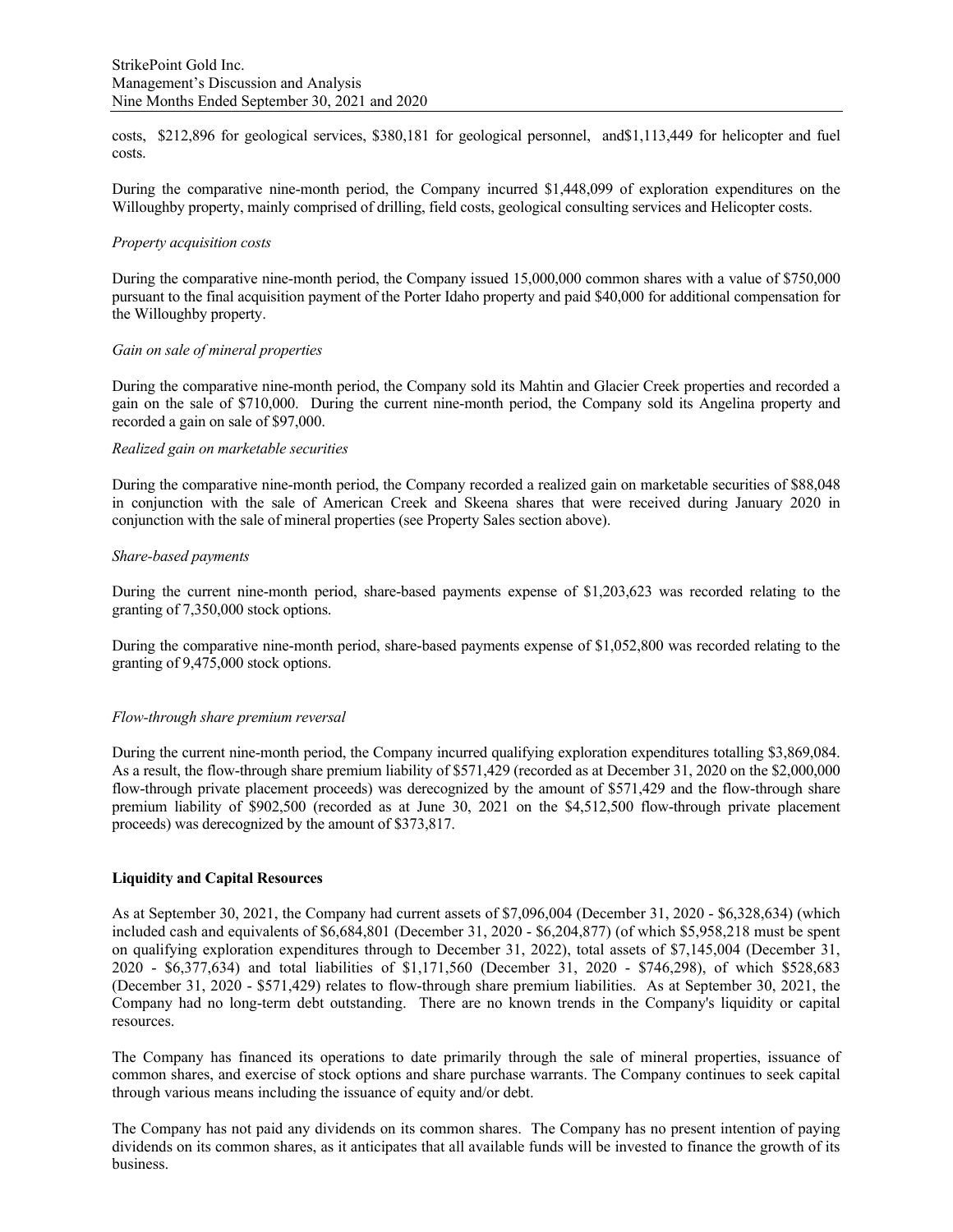costs, $212,896 for geological services, $380,181 for geological personnel, and$1,113,449 for helicopter and fuel costs.

During the comparative nine-month period, the Company incurred $1,448,099 of exploration expenditures on the Willoughby property, mainly comprised of drilling, field costs, geological consulting services and Helicopter costs.

*Property acquisition costs*

During the comparative nine-month period, the Company issued 15,000,000 common shares with a value of $750,000 pursuant to the final acquisition payment of the Porter Idaho property and paid $40,000 for additional compensation for the Willoughby property.

*Gain on sale of mineral properties*

During the comparative nine-month period, the Company sold its Mahtin and Glacier Creek properties and recorded a gain on the sale of $710,000. During the current nine-month period, the Company sold its Angelina property and recorded a gain on sale of $97,000.

*Realized gain on marketable securities*

During the comparative nine-month period, the Company recorded a realized gain on marketable securities of $88,048 in conjunction with the sale of American Creek and Skeena shares that were received during January 2020 in conjunction with the sale of mineral properties (see Property Sales section above).

*Share-based payments*

During the current nine-month period, share-based payments expense of $1,203,623 was recorded relating to the granting of 7,350,000 stock options.

During the comparative nine-month period, share-based payments expense of $1,052,800 was recorded relating to the granting of 9,475,000 stock options.

*Flow-through share premium reversal*

During the current nine-month period, the Company incurred qualifying exploration expenditures totalling $3,869,084. As a result, the flow-through share premium liability of $571,429 (recorded as at December 31, 2020 on the $2,000,000 flow-through private placement proceeds) was derecognized by the amount of $571,429 and the flow-through share premium liability of $902,500 (recorded as at June 30, 2021 on the $4,512,500 flow-through private placement proceeds) was derecognized by the amount of $373,817.

**Liquidity and Capital Resources**

As at September 30, 2021, the Company had current assets of $7,096,004 (December 31, 2020 - $6,328,634) (which included cash and equivalents of $6,684,801 (December 31, 2020 - $6,204,877) (of which $5,958,218 must be spent on qualifying exploration expenditures through to December 31, 2022), total assets of $7,145,004 (December 31, 2020 - $6,377,634) and total liabilities of $1,171,560 (December 31, 2020 - $746,298), of which $528,683 (December 31, 2020 - $571,429) relates to flow-through share premium liabilities. As at September 30, 2021, the Company had no long-term debt outstanding. There are no known trends in the Company's liquidity or capital resources.

The Company has financed its operations to date primarily through the sale of mineral properties, issuance of common shares, and exercise of stock options and share purchase warrants. The Company continues to seek capital through various means including the issuance of equity and/or debt.

The Company has not paid any dividends on its common shares. The Company has no present intention of paying dividends on its common shares, as it anticipates that all available funds will be invested to finance the growth of its business.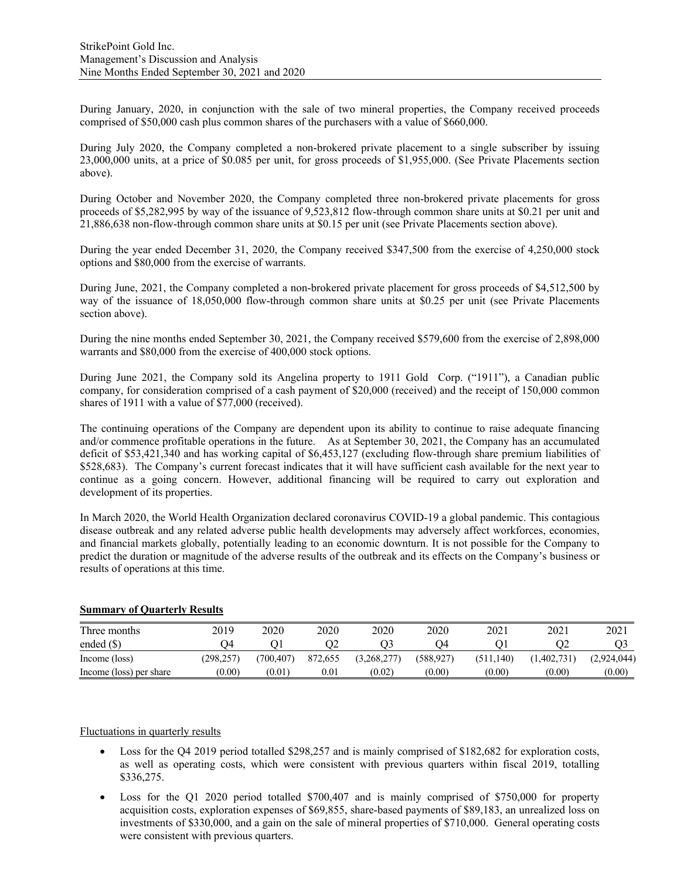During January, 2020, in conjunction with the sale of two mineral properties, the Company received proceeds comprised of $50,000 cash plus common shares of the purchasers with a value of $660,000.

During July 2020, the Company completed a non-brokered private placement to a single subscriber by issuing 23,000,000 units, at a price of $0.085 per unit, for gross proceeds of $1,955,000. (See Private Placements section above).

During October and November 2020, the Company completed three non-brokered private placements for gross proceeds of $5,282,995 by way of the issuance of 9,523,812 flow-through common share units at $0.21 per unit and 21,886,638 non-flow-through common share units at $0.15 per unit (see Private Placements section above).

During the year ended December 31, 2020, the Company received $347,500 from the exercise of 4,250,000 stock options and $80,000 from the exercise of warrants.

During June, 2021, the Company completed a non-brokered private placement for gross proceeds of $4,512,500 by way of the issuance of 18,050,000 flow-through common share units at $0.25 per unit (see Private Placements section above).

During the nine months ended September 30, 2021, the Company received $579,600 from the exercise of 2,898,000 warrants and $80,000 from the exercise of 400,000 stock options.

During June 2021, the Company sold its Angelina property to 1911 Gold Corp. ("1911"), a Canadian public company, for consideration comprised of a cash payment of $20,000 (received) and the receipt of 150,000 common shares of 1911 with a value of $77,000 (received).

The continuing operations of the Company are dependent upon its ability to continue to raise adequate financing and/or commence profitable operations in the future. As at September 30, 2021, the Company has an accumulated deficit of $53,421,340 and has working capital of $6,453,127 (excluding flow-through share premium liabilities of $528,683). The Company's current forecast indicates that it will have sufficient cash available for the next year to continue as a going concern. However, additional financing will be required to carry out exploration and development of its properties.

In March 2020, the World Health Organization declared coronavirus COVID-19 a global pandemic. This contagious disease outbreak and any related adverse public health developments may adversely affect workforces, economies, and financial markets globally, potentially leading to an economic downturn. It is not possible for the Company to predict the duration or magnitude of the adverse results of the outbreak and its effects on the Company's business or results of operations at this time.

## Summary of Quarterly Results

| Three months ended ($) | 2019 Q4 | 2020 Q1 | 2020 Q2 | 2020 Q3 | 2020 Q4 | 2021 Q1 | 2021 Q2 | 2021 Q3 |
|---|---|---|---|---|---|---|---|---|
| Income (loss) | (298,257) | (700,407) | 872,655 | (3,268,277) | (588,927) | (511,140) | (1,402,731) | (2,924,044) |
| Income (loss) per share | (0.00) | (0.01) | 0.01 | (0.02) | (0.00) | (0.00) | (0.00) | (0.00) |

### Fluctuations in quarterly results

- Loss for the Q4 2019 period totalled $298,257 and is mainly comprised of $182,682 for exploration costs, as well as operating costs, which were consistent with previous quarters within fiscal 2019, totalling $336,275.
- Loss for the Q1 2020 period totalled $700,407 and is mainly comprised of $750,000 for property acquisition costs, exploration expenses of $69,855, share-based payments of $89,183, an unrealized loss on investments of $330,000, and a gain on the sale of mineral properties of $710,000. General operating costs were consistent with previous quarters.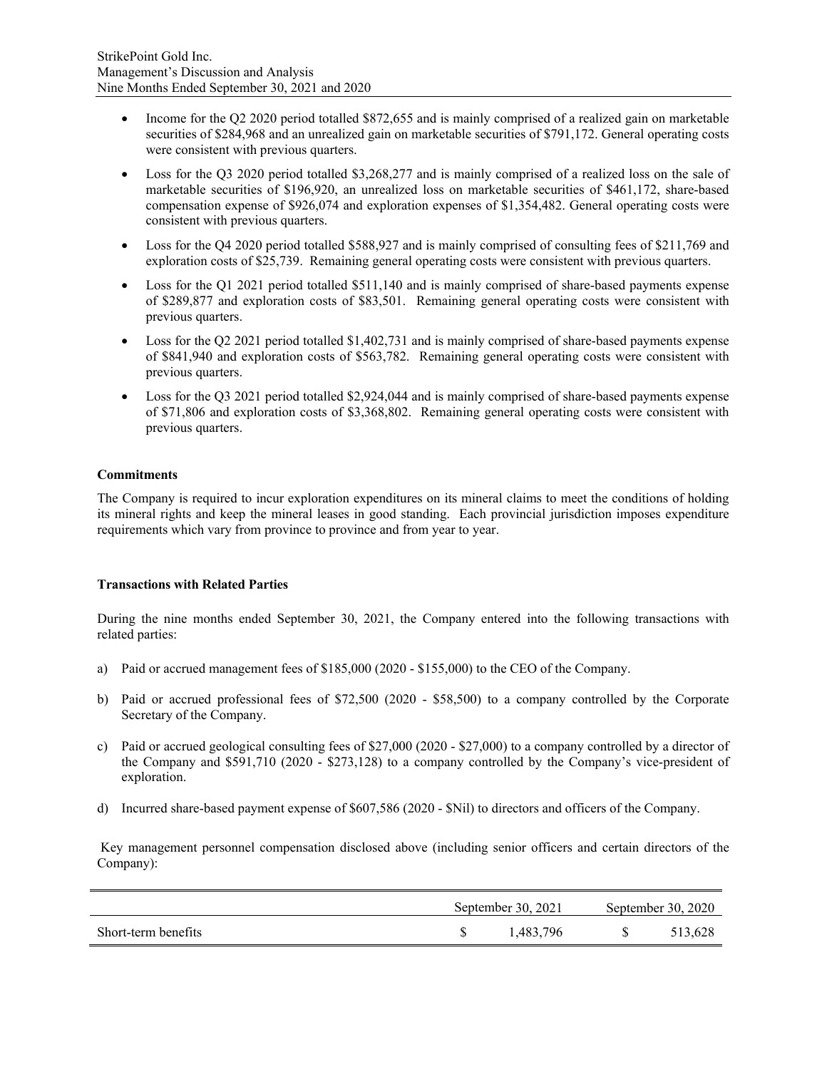- Income for the Q2 2020 period totalled $872,655 and is mainly comprised of a realized gain on marketable securities of $284,968 and an unrealized gain on marketable securities of $791,172. General operating costs were consistent with previous quarters.
- Loss for the Q3 2020 period totalled $3,268,277 and is mainly comprised of a realized loss on the sale of marketable securities of $196,920, an unrealized loss on marketable securities of $461,172, share-based compensation expense of $926,074 and exploration expenses of $1,354,482. General operating costs were consistent with previous quarters.
- Loss for the Q4 2020 period totalled $588,927 and is mainly comprised of consulting fees of $211,769 and exploration costs of $25,739. Remaining general operating costs were consistent with previous quarters.
- Loss for the Q1 2021 period totalled $511,140 and is mainly comprised of share-based payments expense of $289,877 and exploration costs of $83,501. Remaining general operating costs were consistent with previous quarters.
- Loss for the Q2 2021 period totalled $1,402,731 and is mainly comprised of share-based payments expense of $841,940 and exploration costs of $563,782. Remaining general operating costs were consistent with previous quarters.
- Loss for the Q3 2021 period totalled $2,924,044 and is mainly comprised of share-based payments expense of $71,806 and exploration costs of $3,368,802. Remaining general operating costs were consistent with previous quarters.

**Commitments**

The Company is required to incur exploration expenditures on its mineral claims to meet the conditions of holding its mineral rights and keep the mineral leases in good standing. Each provincial jurisdiction imposes expenditure requirements which vary from province to province and from year to year.

**Transactions with Related Parties**

During the nine months ended September 30, 2021, the Company entered into the following transactions with related parties:

a) Paid or accrued management fees of $185,000 (2020 - $155,000) to the CEO of the Company.

b) Paid or accrued professional fees of $72,500 (2020 - $58,500) to a company controlled by the Corporate Secretary of the Company.

c) Paid or accrued geological consulting fees of $27,000 (2020 - $27,000) to a company controlled by a director of the Company and $591,710 (2020 - $273,128) to a company controlled by the Company's vice-president of exploration.

d) Incurred share-based payment expense of $607,586 (2020 - $Nil) to directors and officers of the Company.

Key management personnel compensation disclosed above (including senior officers and certain directors of the Company):

| | September 30, 2021 | September 30, 2020 |
|---|---|---|
| Short-term benefits | $ 1,483,796 | $ 513,628 |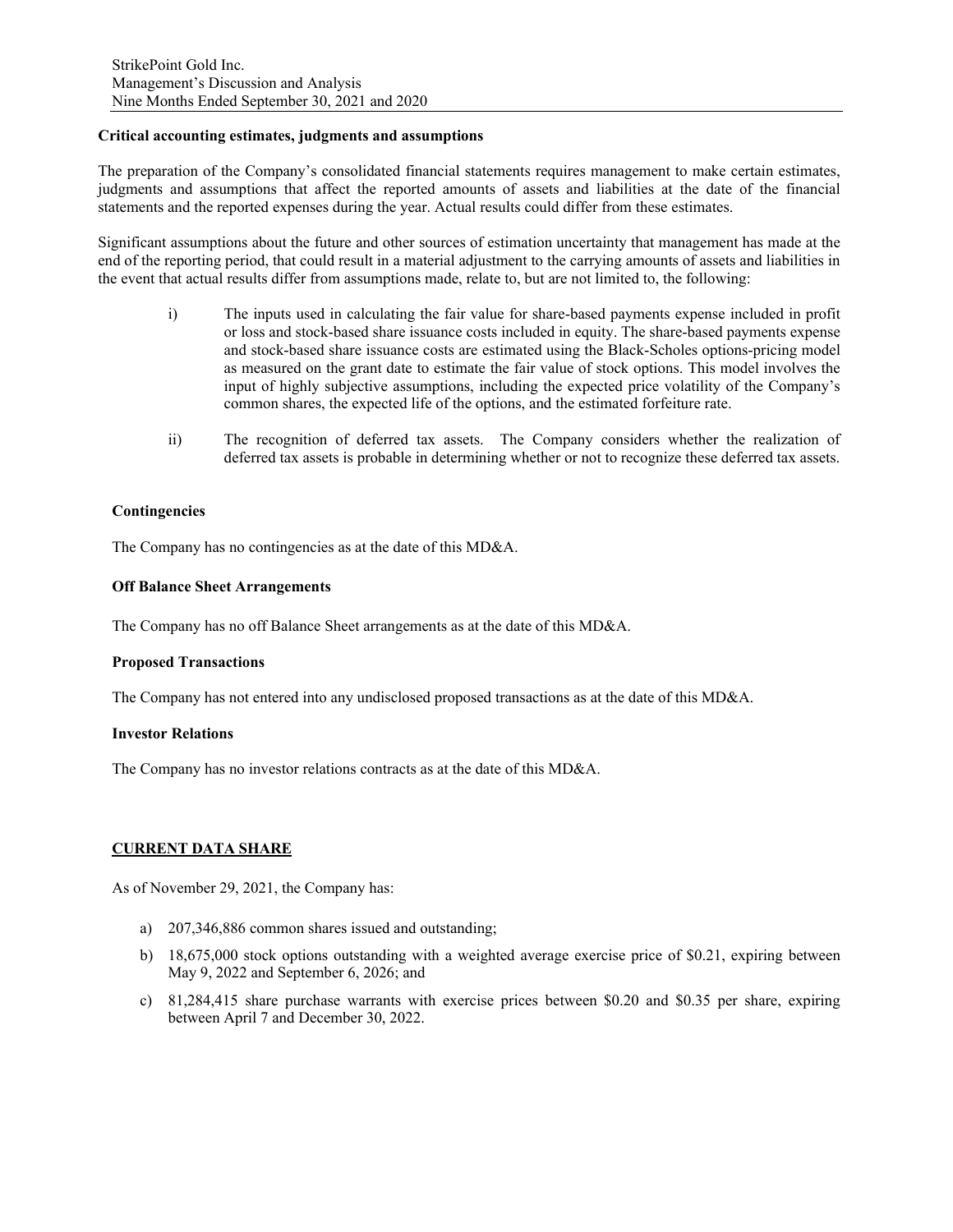**Critical accounting estimates, judgments and assumptions**

The preparation of the Company's consolidated financial statements requires management to make certain estimates, judgments and assumptions that affect the reported amounts of assets and liabilities at the date of the financial statements and the reported expenses during the year. Actual results could differ from these estimates.

Significant assumptions about the future and other sources of estimation uncertainty that management has made at the end of the reporting period, that could result in a material adjustment to the carrying amounts of assets and liabilities in the event that actual results differ from assumptions made, relate to, but are not limited to, the following:

i) The inputs used in calculating the fair value for share-based payments expense included in profit or loss and stock-based share issuance costs included in equity. The share-based payments expense and stock-based share issuance costs are estimated using the Black-Scholes options-pricing model as measured on the grant date to estimate the fair value of stock options. This model involves the input of highly subjective assumptions, including the expected price volatility of the Company's common shares, the expected life of the options, and the estimated forfeiture rate.

ii) The recognition of deferred tax assets. The Company considers whether the realization of deferred tax assets is probable in determining whether or not to recognize these deferred tax assets.

**Contingencies**

The Company has no contingencies as at the date of this MD&A.

**Off Balance Sheet Arrangements**

The Company has no off Balance Sheet arrangements as at the date of this MD&A.

**Proposed Transactions**

The Company has not entered into any undisclosed proposed transactions as at the date of this MD&A.

**Investor Relations**

The Company has no investor relations contracts as at the date of this MD&A.

**CURRENT DATA SHARE**

As of November 29, 2021, the Company has:

a) 207,346,886 common shares issued and outstanding;

b) 18,675,000 stock options outstanding with a weighted average exercise price of $0.21, expiring between May 9, 2022 and September 6, 2026; and

c) 81,284,415 share purchase warrants with exercise prices between $0.20 and $0.35 per share, expiring between April 7 and December 30, 2022.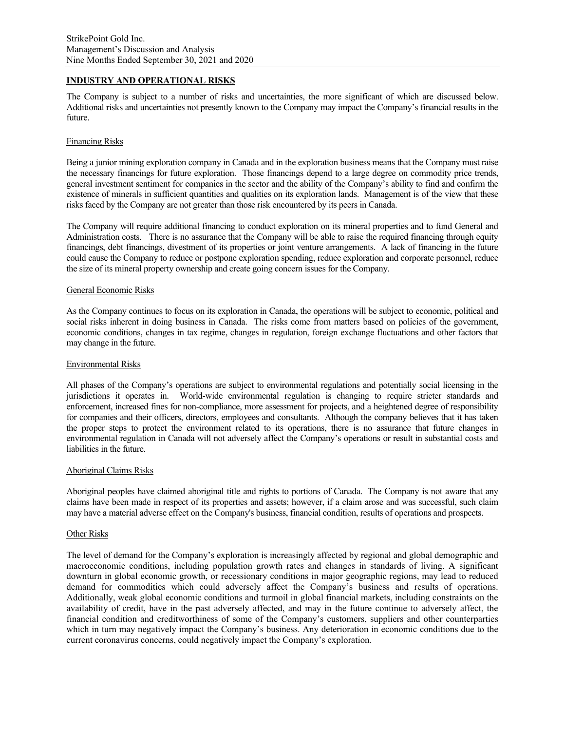## INDUSTRY AND OPERATIONAL RISKS

The Company is subject to a number of risks and uncertainties, the more significant of which are discussed below. Additional risks and uncertainties not presently known to the Company may impact the Company's financial results in the future.

### Financing Risks

Being a junior mining exploration company in Canada and in the exploration business means that the Company must raise the necessary financings for future exploration. Those financings depend to a large degree on commodity price trends, general investment sentiment for companies in the sector and the ability of the Company's ability to find and confirm the existence of minerals in sufficient quantities and qualities on its exploration lands. Management is of the view that these risks faced by the Company are not greater than those risk encountered by its peers in Canada.

The Company will require additional financing to conduct exploration on its mineral properties and to fund General and Administration costs. There is no assurance that the Company will be able to raise the required financing through equity financings, debt financings, divestment of its properties or joint venture arrangements. A lack of financing in the future could cause the Company to reduce or postpone exploration spending, reduce exploration and corporate personnel, reduce the size of its mineral property ownership and create going concern issues for the Company.

### General Economic Risks

As the Company continues to focus on its exploration in Canada, the operations will be subject to economic, political and social risks inherent in doing business in Canada. The risks come from matters based on policies of the government, economic conditions, changes in tax regime, changes in regulation, foreign exchange fluctuations and other factors that may change in the future.

### Environmental Risks

All phases of the Company's operations are subject to environmental regulations and potentially social licensing in the jurisdictions it operates in. World-wide environmental regulation is changing to require stricter standards and enforcement, increased fines for non-compliance, more assessment for projects, and a heightened degree of responsibility for companies and their officers, directors, employees and consultants. Although the company believes that it has taken the proper steps to protect the environment related to its operations, there is no assurance that future changes in environmental regulation in Canada will not adversely affect the Company's operations or result in substantial costs and liabilities in the future.

### Aboriginal Claims Risks

Aboriginal peoples have claimed aboriginal title and rights to portions of Canada. The Company is not aware that any claims have been made in respect of its properties and assets; however, if a claim arose and was successful, such claim may have a material adverse effect on the Company's business, financial condition, results of operations and prospects.

### Other Risks

The level of demand for the Company's exploration is increasingly affected by regional and global demographic and macroeconomic conditions, including population growth rates and changes in standards of living. A significant downturn in global economic growth, or recessionary conditions in major geographic regions, may lead to reduced demand for commodities which could adversely affect the Company's business and results of operations. Additionally, weak global economic conditions and turmoil in global financial markets, including constraints on the availability of credit, have in the past adversely affected, and may in the future continue to adversely affect, the financial condition and creditworthiness of some of the Company's customers, suppliers and other counterparties which in turn may negatively impact the Company's business. Any deterioration in economic conditions due to the current coronavirus concerns, could negatively impact the Company's exploration.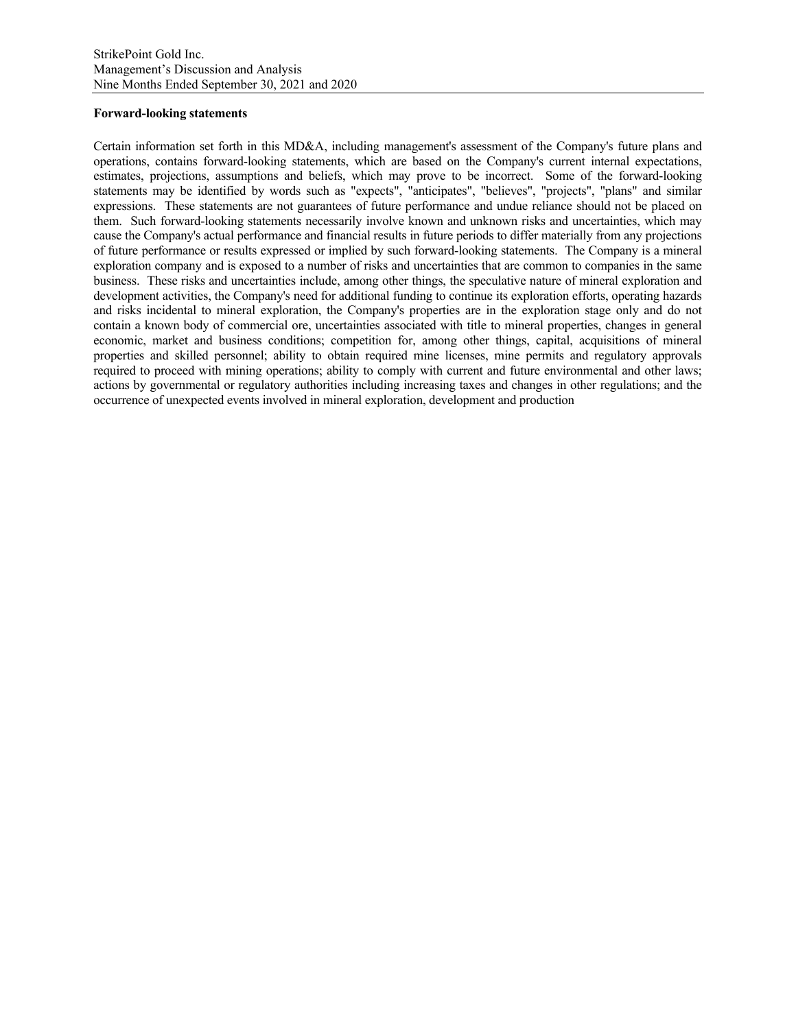**Forward-looking statements**

Certain information set forth in this MD&A, including management's assessment of the Company's future plans and operations, contains forward-looking statements, which are based on the Company's current internal expectations, estimates, projections, assumptions and beliefs, which may prove to be incorrect. Some of the forward-looking statements may be identified by words such as "expects", "anticipates", "believes", "projects", "plans" and similar expressions. These statements are not guarantees of future performance and undue reliance should not be placed on them. Such forward-looking statements necessarily involve known and unknown risks and uncertainties, which may cause the Company's actual performance and financial results in future periods to differ materially from any projections of future performance or results expressed or implied by such forward-looking statements. The Company is a mineral exploration company and is exposed to a number of risks and uncertainties that are common to companies in the same business. These risks and uncertainties include, among other things, the speculative nature of mineral exploration and development activities, the Company's need for additional funding to continue its exploration efforts, operating hazards and risks incidental to mineral exploration, the Company's properties are in the exploration stage only and do not contain a known body of commercial ore, uncertainties associated with title to mineral properties, changes in general economic, market and business conditions; competition for, among other things, capital, acquisitions of mineral properties and skilled personnel; ability to obtain required mine licenses, mine permits and regulatory approvals required to proceed with mining operations; ability to comply with current and future environmental and other laws; actions by governmental or regulatory authorities including increasing taxes and changes in other regulations; and the occurrence of unexpected events involved in mineral exploration, development and production